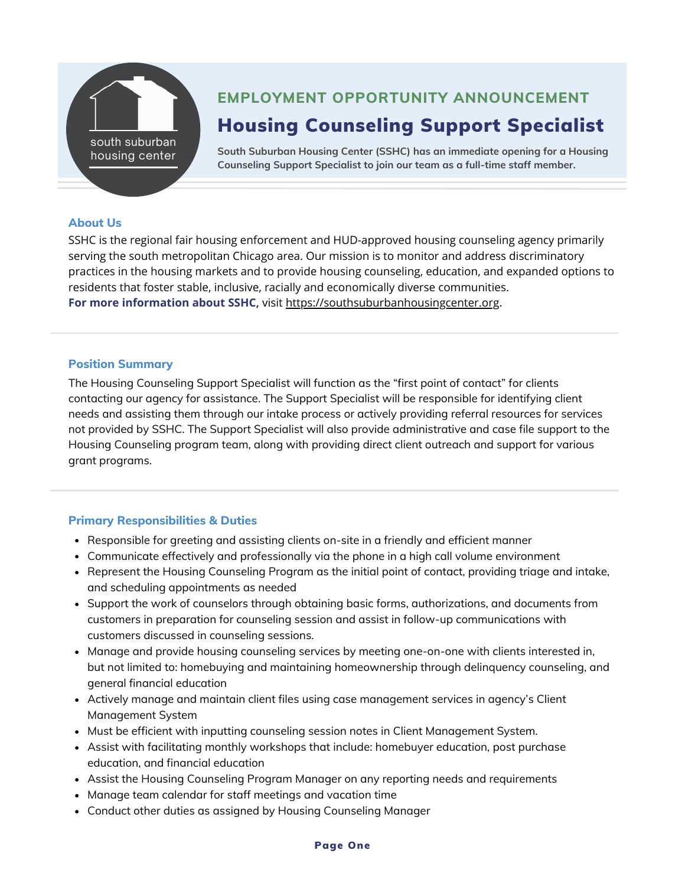south suburban housing center

## EMPLOYMENT OPPORTUNITY ANNOUNCEMENT

# Housing Counseling Support Specialist

**South Suburban Housing Center (SSHC) has an immediate opening for a Housing Counseling Support Specialist to join our team as a full-time staff member.**

### About Us

SSHC is the regional fair housing enforcement and HUD-approved housing counseling agency primarily serving the south metropolitan Chicago area. Our mission is to monitor and address discriminatory practices in the housing markets and to provide housing counseling, education, and expanded options to residents that foster stable, inclusive, racially and economically diverse communities.
**For more information about SSHC,** visit https://southsuburbanhousingcenter.org.

### Position Summary

The Housing Counseling Support Specialist will function as the "first point of contact" for clients contacting our agency for assistance. The Support Specialist will be responsible for identifying client needs and assisting them through our intake process or actively providing referral resources for services not provided by SSHC. The Support Specialist will also provide administrative and case file support to the Housing Counseling program team, along with providing direct client outreach and support for various grant programs.

### Primary Responsibilities & Duties

- Responsible for greeting and assisting clients on-site in a friendly and efficient manner
- Communicate effectively and professionally via the phone in a high call volume environment
- Represent the Housing Counseling Program as the initial point of contact, providing triage and intake, and scheduling appointments as needed
- Support the work of counselors through obtaining basic forms, authorizations, and documents from customers in preparation for counseling session and assist in follow-up communications with customers discussed in counseling sessions.
- Manage and provide housing counseling services by meeting one-on-one with clients interested in, but not limited to: homebuying and maintaining homeownership through delinquency counseling, and general financial education
- Actively manage and maintain client files using case management services in agency's Client Management System
- Must be efficient with inputting counseling session notes in Client Management System.
- Assist with facilitating monthly workshops that include: homebuyer education, post purchase education, and financial education
- Assist the Housing Counseling Program Manager on any reporting needs and requirements
- Manage team calendar for staff meetings and vacation time
- Conduct other duties as assigned by Housing Counseling Manager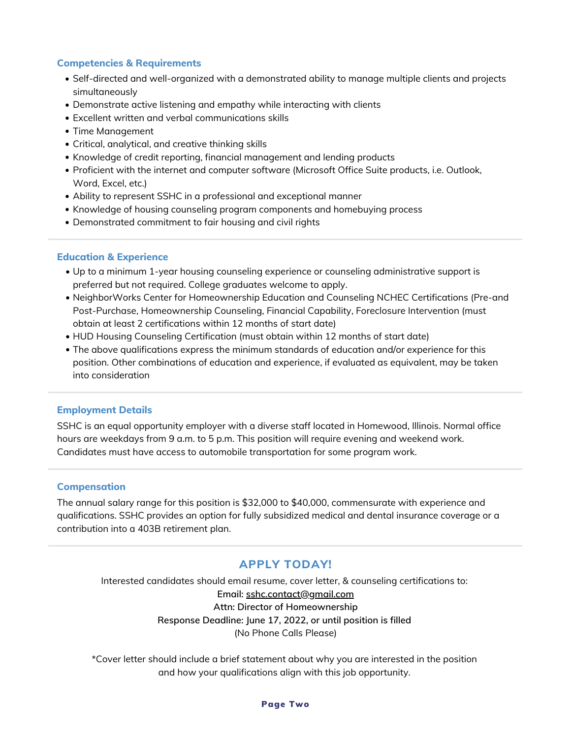## Competencies & Requirements

- Self-directed and well-organized with a demonstrated ability to manage multiple clients and projects simultaneously
- Demonstrate active listening and empathy while interacting with clients
- Excellent written and verbal communications skills
- Time Management
- Critical, analytical, and creative thinking skills
- Knowledge of credit reporting, financial management and lending products
- Proficient with the internet and computer software (Microsoft Office Suite products, i.e. Outlook, Word, Excel, etc.)
- Ability to represent SSHC in a professional and exceptional manner
- Knowledge of housing counseling program components and homebuying process
- Demonstrated commitment to fair housing and civil rights

## Education & Experience

- Up to a minimum 1-year housing counseling experience or counseling administrative support is preferred but not required. College graduates welcome to apply.
- NeighborWorks Center for Homeownership Education and Counseling NCHEC Certifications (Pre-and Post-Purchase, Homeownership Counseling, Financial Capability, Foreclosure Intervention (must obtain at least 2 certifications within 12 months of start date)
- HUD Housing Counseling Certification (must obtain within 12 months of start date)
- The above qualifications express the minimum standards of education and/or experience for this position. Other combinations of education and experience, if evaluated as equivalent, may be taken into consideration

## Employment Details

SSHC is an equal opportunity employer with a diverse staff located in Homewood, Illinois. Normal office hours are weekdays from 9 a.m. to 5 p.m. This position will require evening and weekend work. Candidates must have access to automobile transportation for some program work.

## Compensation

The annual salary range for this position is $32,000 to $40,000, commensurate with experience and qualifications. SSHC provides an option for fully subsidized medical and dental insurance coverage or a contribution into a 403B retirement plan.

## APPLY TODAY!

Interested candidates should email resume, cover letter, & counseling certifications to:

**Email: sshc.contact@gmail.com**

**Attn: Director of Homeownership**

**Response Deadline: June 17, 2022, or until position is filled**

(No Phone Calls Please)

*Cover letter should include a brief statement about why you are interested in the position and how your qualifications align with this job opportunity.